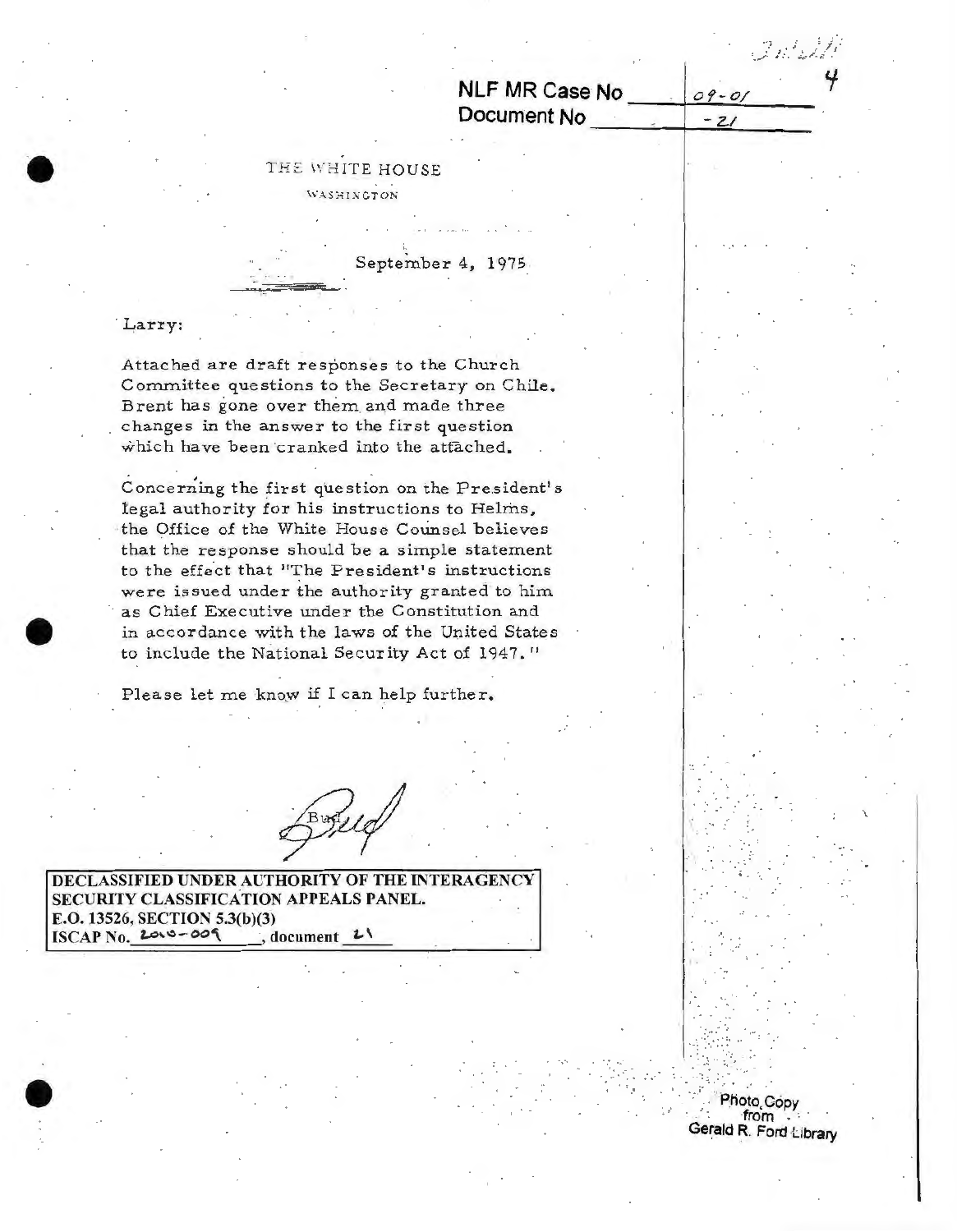NLF MR Case No 09-01
Document No -21

THE WHITE HOUSE

WASHINGTON

September 4, 1975

Larry:

Attached are draft responses to the Church Committee questions to the Secretary on Chile. Brent has gone over them and made three changes in the answer to the first question which have been cranked into the attached.

Concerning the first question on the President's legal authority for his instructions to Helms, the Office of the White House Counsel believes that the response should be a simple statement to the effect that "The President's instructions were issued under the authority granted to him as Chief Executive under the Constitution and in accordance with the laws of the United States to include the National Security Act of 1947."

Please let me know if I can help further.

Bud

**DECLASSIFIED UNDER AUTHORITY OF THE INTERAGENCY SECURITY CLASSIFICATION APPEALS PANEL.**
**E.O. 13526, SECTION 5.3(b)(3)**
**ISCAP No. 2010-009, document 21**

Photo Copy from Gerald R. Ford Library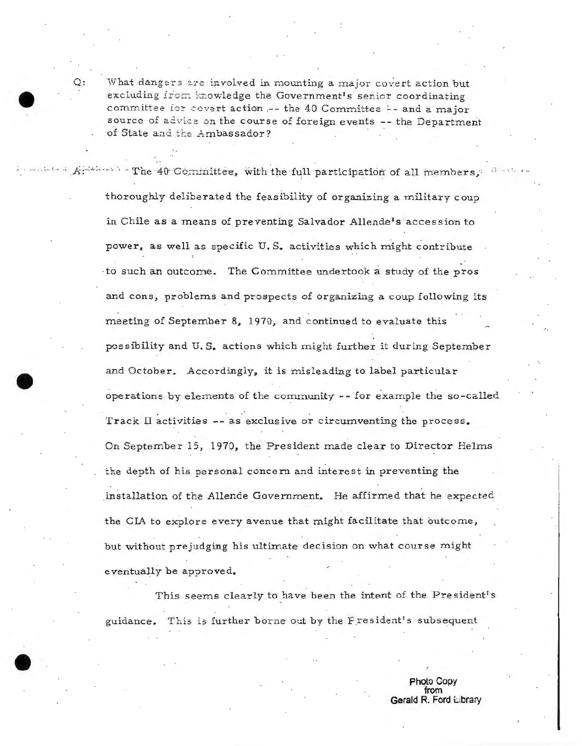Q: What dangers are involved in mounting a major covert action but excluding from knowledge the Government's senior coordinating committee for covert action -- the 40 Committee -- and a major source of advice on the course of foreign events -- the Department of State and the Ambassador?

A: The 40 Committee, with the full participation of all members, thoroughly deliberated the feasibility of organizing a military coup in Chile as a means of preventing Salvador Allende's accession to power, as well as specific U.S. activities which might contribute to such an outcome. The Committee undertook a study of the pros and cons, problems and prospects of organizing a coup following its meeting of September 8, 1970, and continued to evaluate this possibility and U.S. actions which might further it during September and October. Accordingly, it is misleading to label particular operations by elements of the community -- for example the so-called Track II activities -- as exclusive or circumventing the process. On September 15, 1970, the President made clear to Director Helms the depth of his personal concern and interest in preventing the installation of the Allende Government. He affirmed that he expected the CIA to explore every avenue that might facilitate that outcome, but without prejudging his ultimate decision on what course might eventually be approved.

This seems clearly to have been the intent of the President's guidance. This is further borne out by the President's subsequent

Photo Copy from Gerald R. Ford Library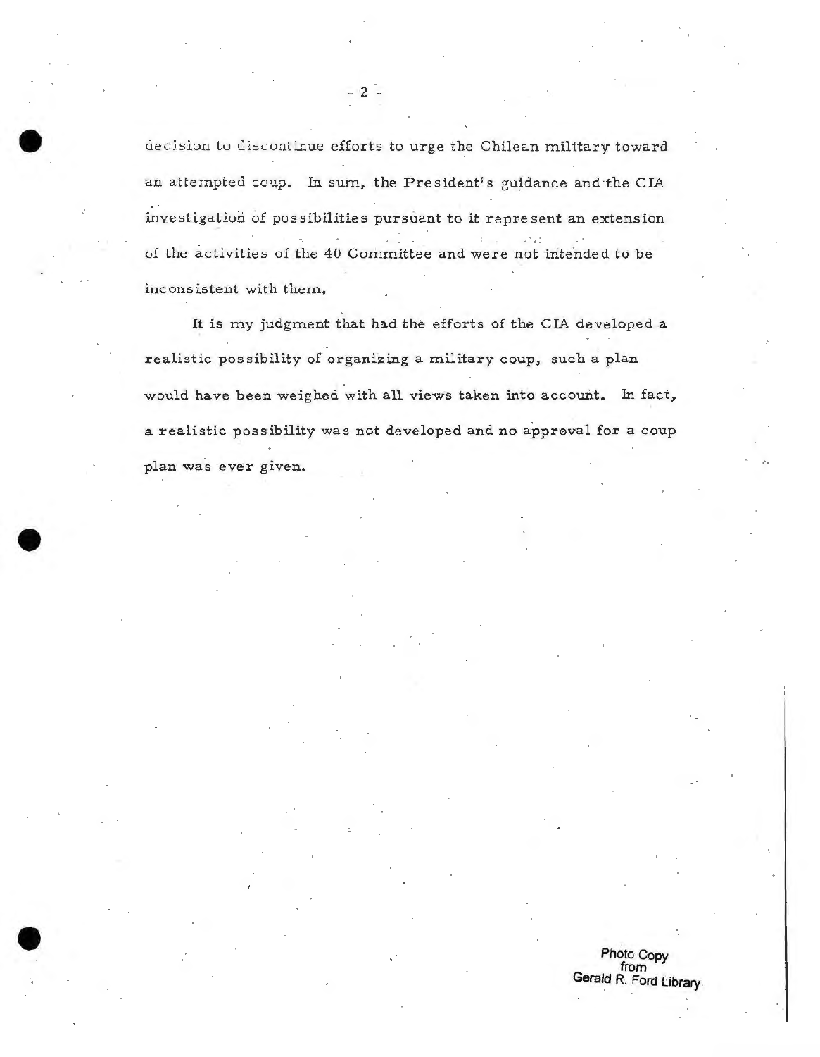decision to discontinue efforts to urge the Chilean military toward an attempted coup. In sum, the President's guidance and the CIA investigation of possibilities pursuant to it represent an extension of the activities of the 40 Committee and were not intended to be inconsistent with them.

It is my judgment that had the efforts of the CIA developed a realistic possibility of organizing a military coup, such a plan would have been weighed with all views taken into account. In fact, a realistic possibility was not developed and no approval for a coup plan was ever given.

Photo Copy
from
Gerald R. Ford Library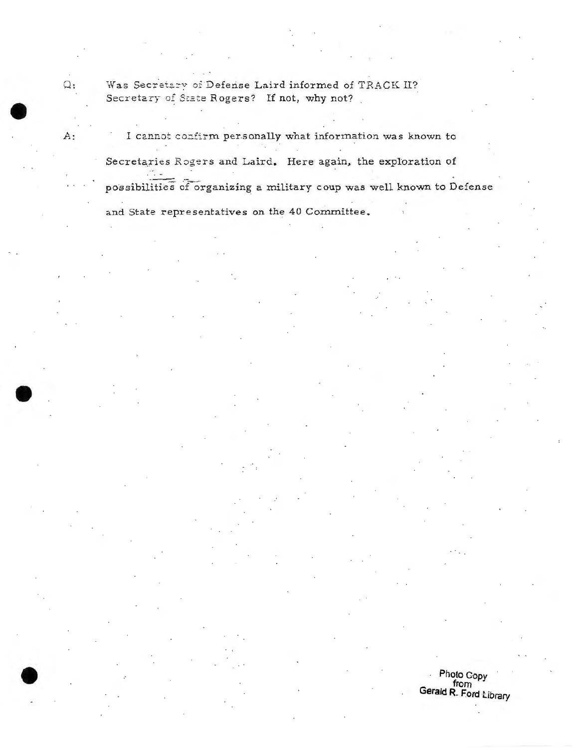Q: Was Secretary of Defense Laird informed of TRACK II? Secretary of State Rogers? If not, why not?

A: I cannot confirm personally what information was known to Secretaries Rogers and Laird. Here again, the exploration of possibilities of organizing a military coup was well known to Defense and State representatives on the 40 Committee.

Photo Copy from Gerald R. Ford Library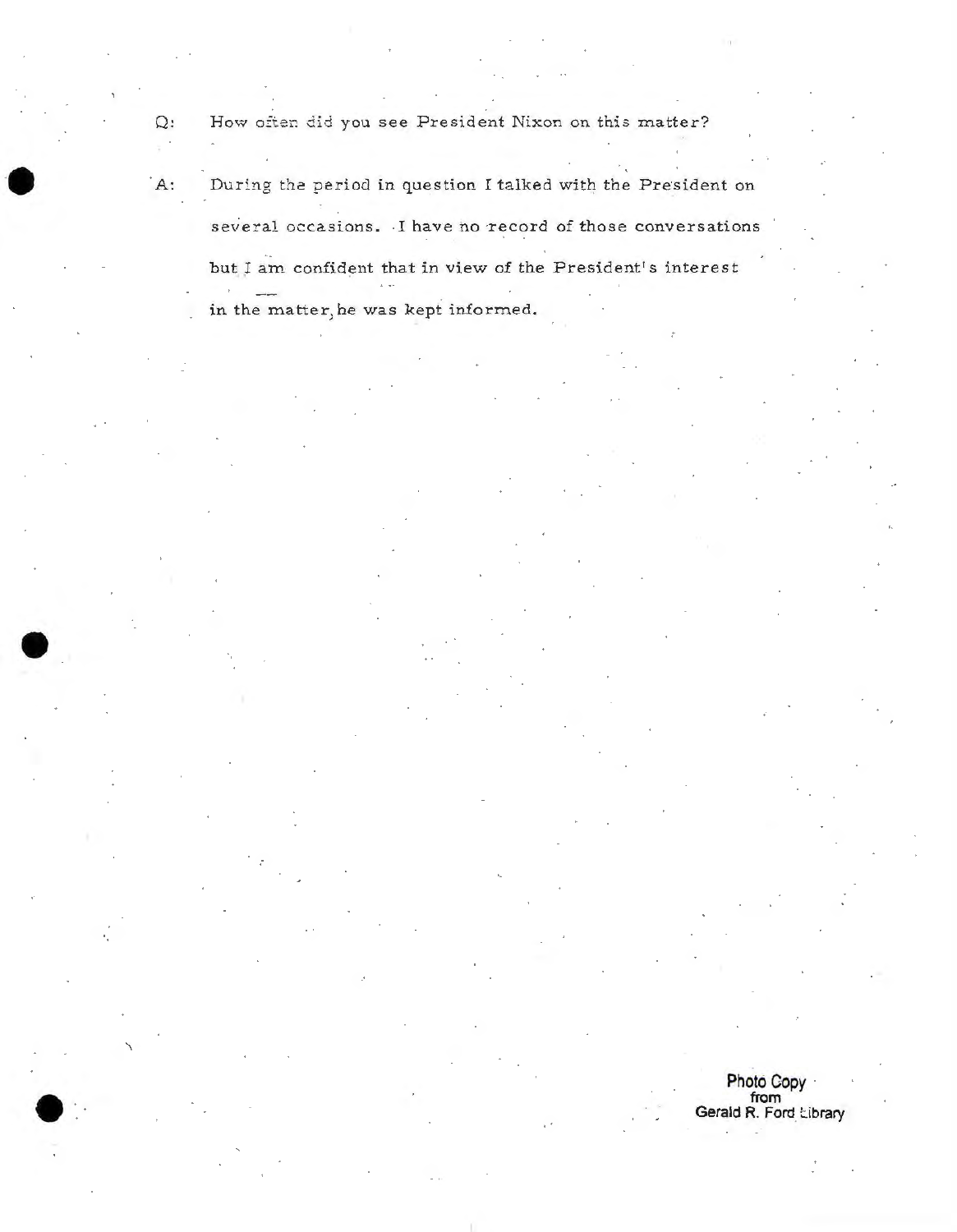Q: How often did you see President Nixon on this matter?

A: During the period in question I talked with the President on several occasions. I have no record of those conversations but I am confident that in view of the President's interest in the matter, he was kept informed.

Photo Copy from Gerald R. Ford Library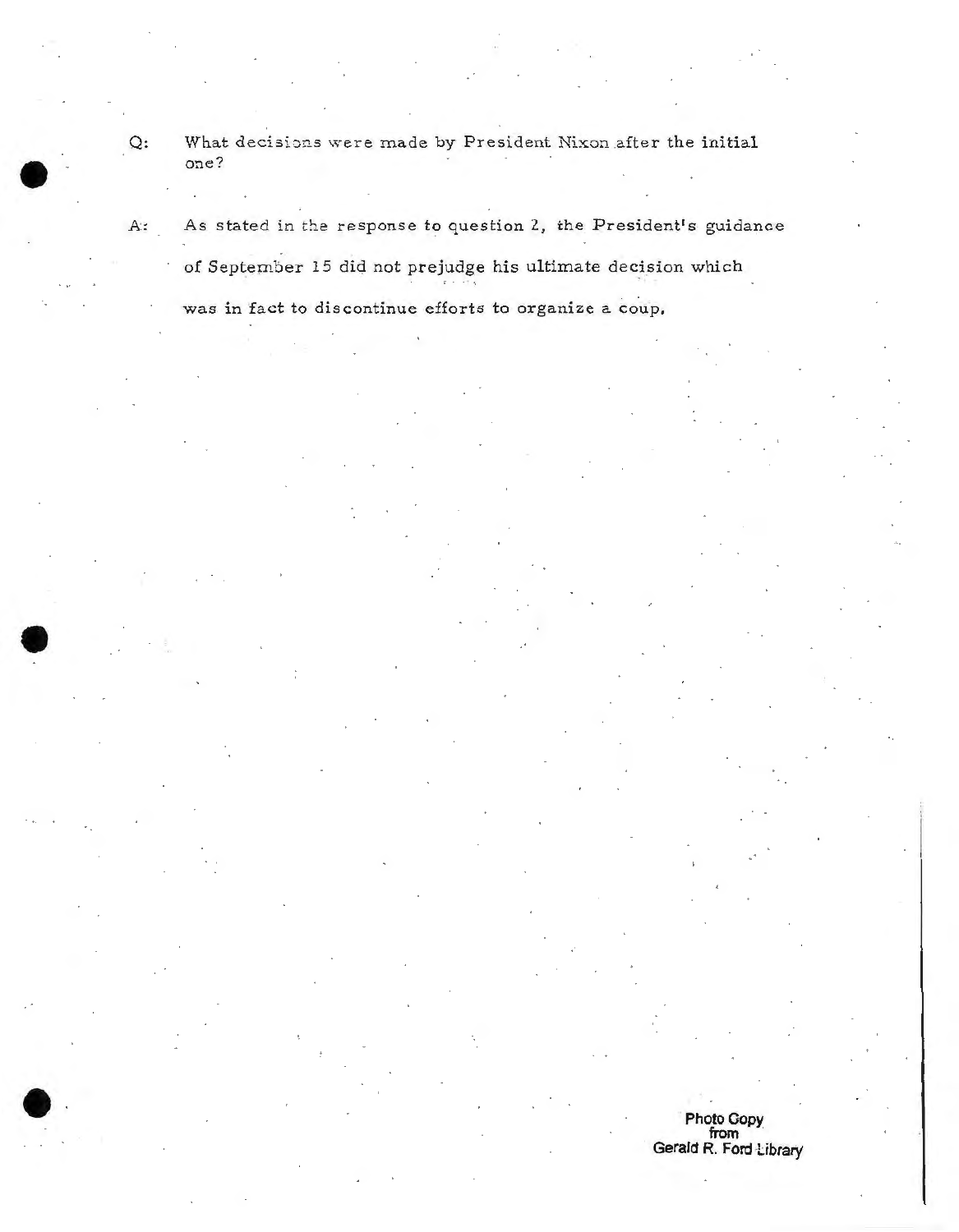Q: What decisions were made by President Nixon after the initial one?

A: As stated in the response to question 2, the President's guidance of September 15 did not prejudge his ultimate decision which was in fact to discontinue efforts to organize a coup.

Photo Copy
from
Gerald R. Ford Library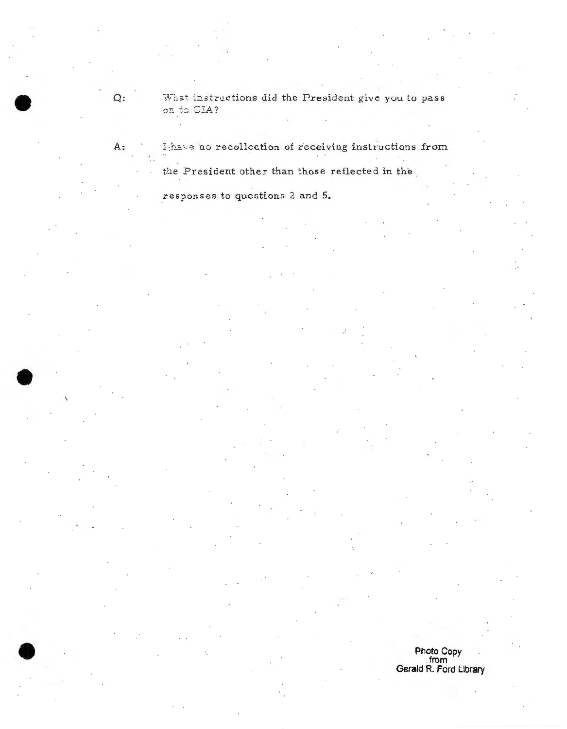Q: What instructions did the President give you to pass on to CIA?

A: I have no recollection of receiving instructions from the President other than those reflected in the responses to questions 2 and 5.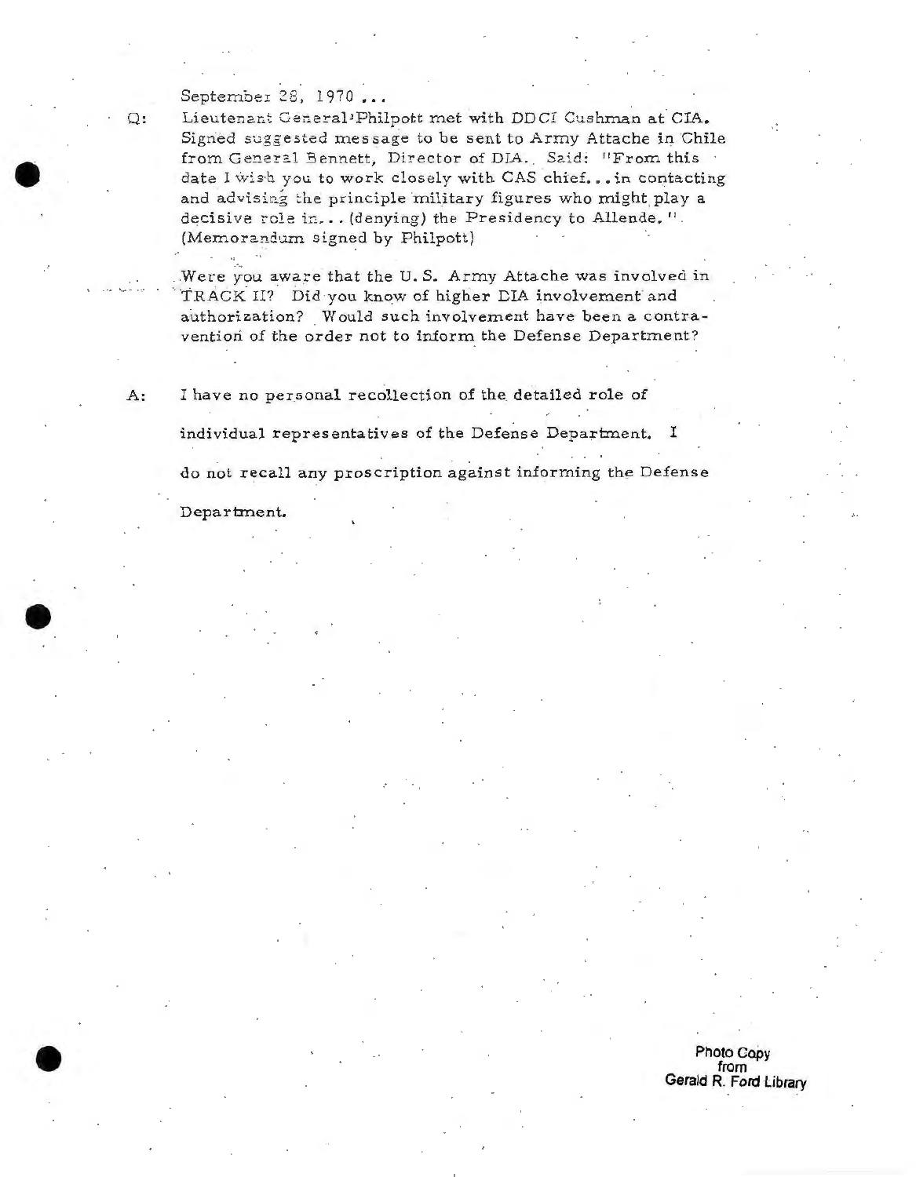September 28, 1970 ...

Q: Lieutenant General Philpott met with DDCI Cushman at CIA. Signed suggested message to be sent to Army Attache in Chile from General Bennett, Director of DIA. Said: "From this date I wish you to work closely with CAS chief...in contacting and advising the principle military figures who might play a decisive role in... (denying) the Presidency to Allende." (Memorandum signed by Philpott)

Were you aware that the U.S. Army Attache was involved in TRACK II? Did you know of higher DIA involvement and authorization? Would such involvement have been a contravention of the order not to inform the Defense Department?

A: I have no personal recollection of the detailed role of individual representatives of the Defense Department. I do not recall any proscription against informing the Defense Department.

Photo Copy from Gerald R. Ford Library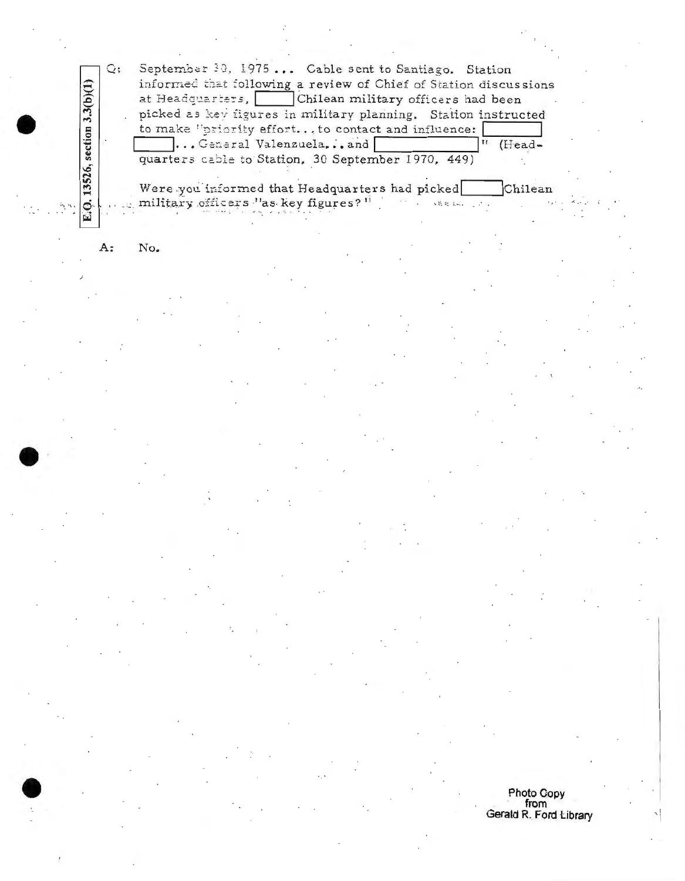Q: September 30, 1975 ... Cable sent to Santiago. Station informed that following a review of Chief of Station discussions at Headquarters, [ ] Chilean military officers had been picked as key figures in military planning. Station instructed to make "priority effort... to contact and influence: [ ] [ ] ... General Valenzuela... and [ ]" (Headquarters cable to Station, 30 September 1970, 449)

Were you informed that Headquarters had picked [ ] Chilean military officers "as key figures?"

E.O. 13526, section 3.3(b)(1)

A: No.

Photo Copy from Gerald R. Ford Library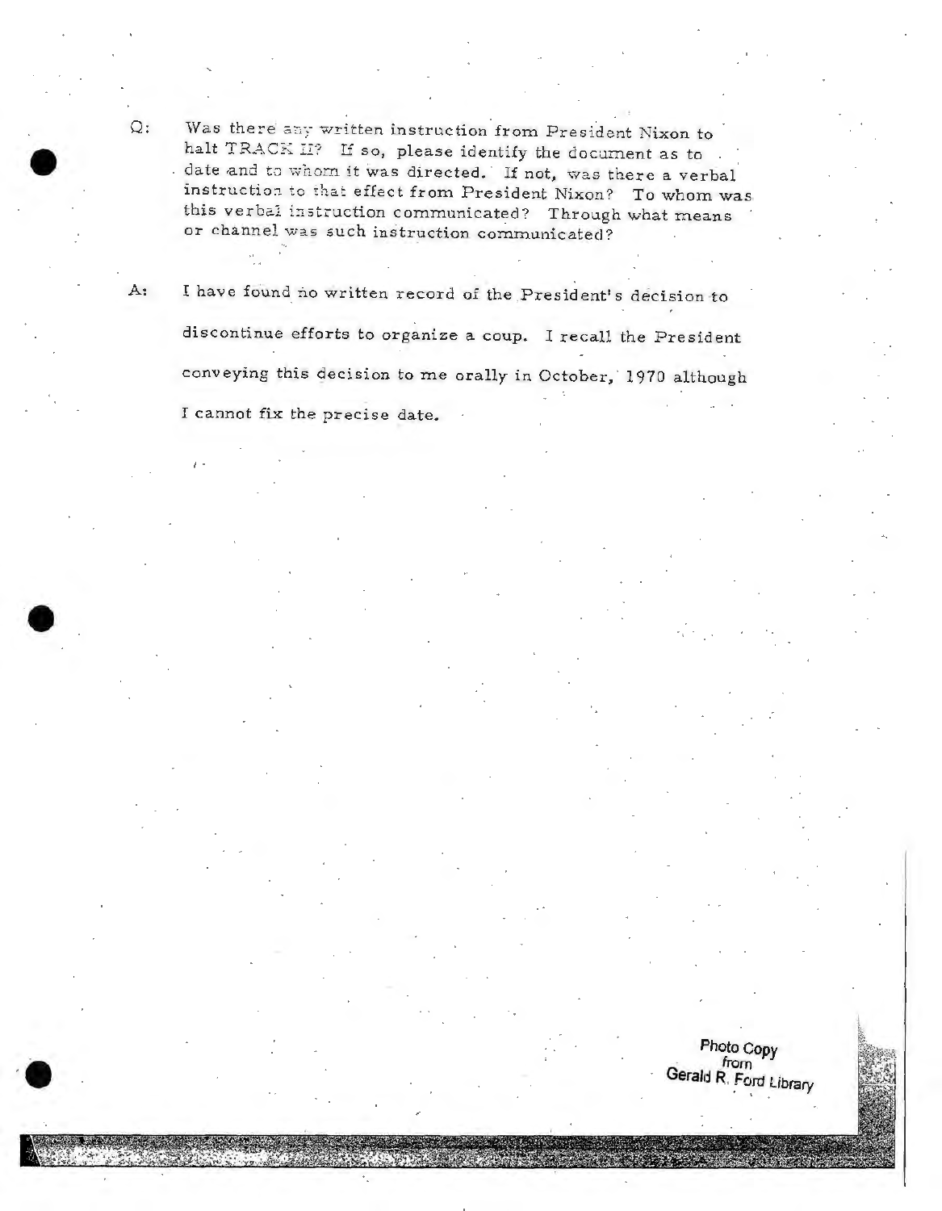Q: Was there any written instruction from President Nixon to halt TRACK II? If so, please identify the document as to date and to whom it was directed. If not, was there a verbal instruction to that effect from President Nixon? To whom was this verbal instruction communicated? Through what means or channel was such instruction communicated?

A: I have found no written record of the President's decision to discontinue efforts to organize a coup. I recall the President conveying this decision to me orally in October, 1970 although I cannot fix the precise date.

Photo Copy from Gerald R. Ford Library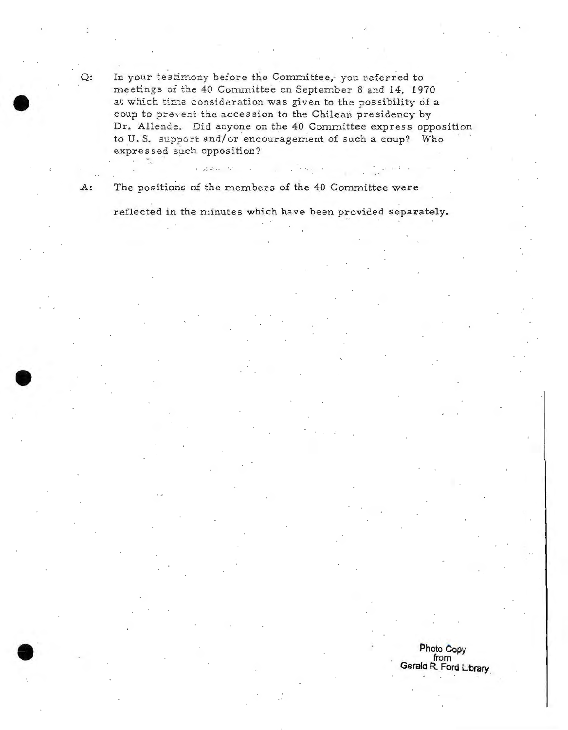Q: In your testimony before the Committee, you referred to meetings of the 40 Committee on September 8 and 14, 1970 at which time consideration was given to the possibility of a coup to prevent the accession to the Chilean presidency by Dr. Allende. Did anyone on the 40 Committee express opposition to U.S. support and/or encouragement of such a coup? Who expressed such opposition?

A: The positions of the members of the 40 Committee were reflected in the minutes which have been provided separately.

Photo Copy from Gerald R. Ford Library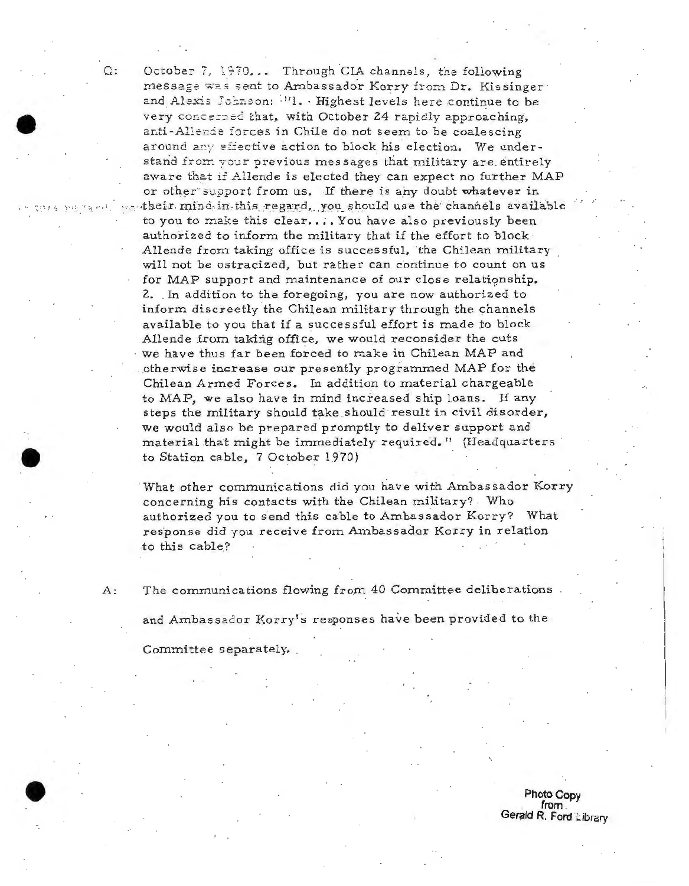Q: October 7, 1970... Through CIA channels, the following message was sent to Ambassador Korry from Dr. Kissinger and Alexis Johnson: "1. Highest levels here continue to be very concerned that, with October 24 rapidly approaching, anti-Allende forces in Chile do not seem to be coalescing around any effective action to block his election. We understand from your previous messages that military are entirely aware that if Allende is elected they can expect no further MAP or other support from us. If there is any doubt whatever in their mind in this regard, you should use the channels available to you to make this clear.... You have also previously been authorized to inform the military that if the effort to block Allende from taking office is successful, the Chilean military will not be ostracized, but rather can continue to count on us for MAP support and maintenance of our close relationship. 2. In addition to the foregoing, you are now authorized to inform discreetly the Chilean military through the channels available to you that if a successful effort is made to block Allende from taking office, we would reconsider the cuts we have thus far been forced to make in Chilean MAP and otherwise increase our presently programmed MAP for the Chilean Armed Forces. In addition to material chargeable to MAP, we also have in mind increased ship loans. If any steps the military should take should result in civil disorder, we would also be prepared promptly to deliver support and material that might be immediately required." (Headquarters to Station cable, 7 October 1970)

What other communications did you have with Ambassador Korry concerning his contacts with the Chilean military? Who authorized you to send this cable to Ambassador Korry? What response did you receive from Ambassador Korry in relation to this cable?

A: The communications flowing from 40 Committee deliberations and Ambassador Korry's responses have been provided to the Committee separately.

Photo Copy from Gerald R. Ford Library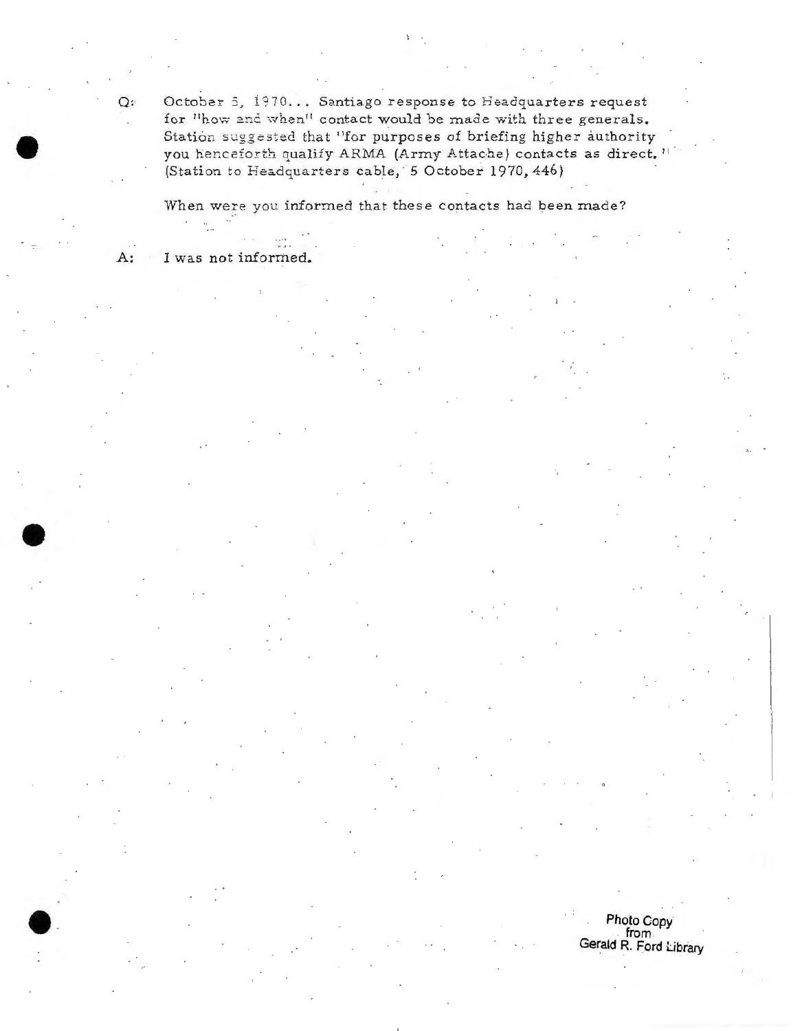Q: October 5, 1970... Santiago response to Headquarters request for "how and when" contact would be made with three generals. Station suggested that "for purposes of briefing higher authority you henceforth qualify ARMA (Army Attache) contacts as direct." (Station to Headquarters cable, 5 October 1970, 446)

When were you informed that these contacts had been made?

A: I was not informed.

Photo Copy
from
Gerald R. Ford Library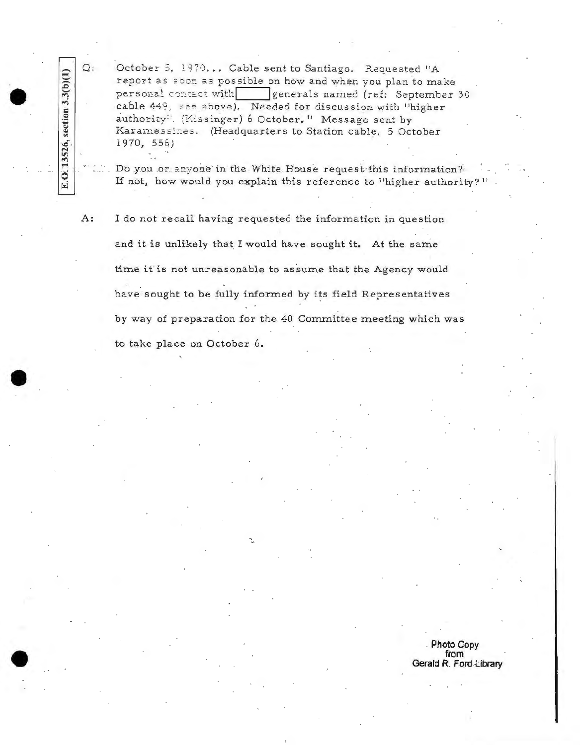Q: October 5, 1970... Cable sent to Santiago. Requested "A report as soon as possible on how and when you plan to make personal contact with [ ] generals named (ref: September 30 cable 449, see above). Needed for discussion with "higher authority". (Kissinger) 6 October." Message sent by Karamessines. (Headquarters to Station cable, 5 October 1970, 556)

Do you or anyone in the White House request this information? If not, how would you explain this reference to "higher authority?"

A: I do not recall having requested the information in question and it is unlikely that I would have sought it. At the same time it is not unreasonable to assume that the Agency would have sought to be fully informed by its field Representatives by way of preparation for the 40 Committee meeting which was to take place on October 6.

E.O. 13526, section 3.3(b)(1)

Photo Copy from Gerald R. Ford Library